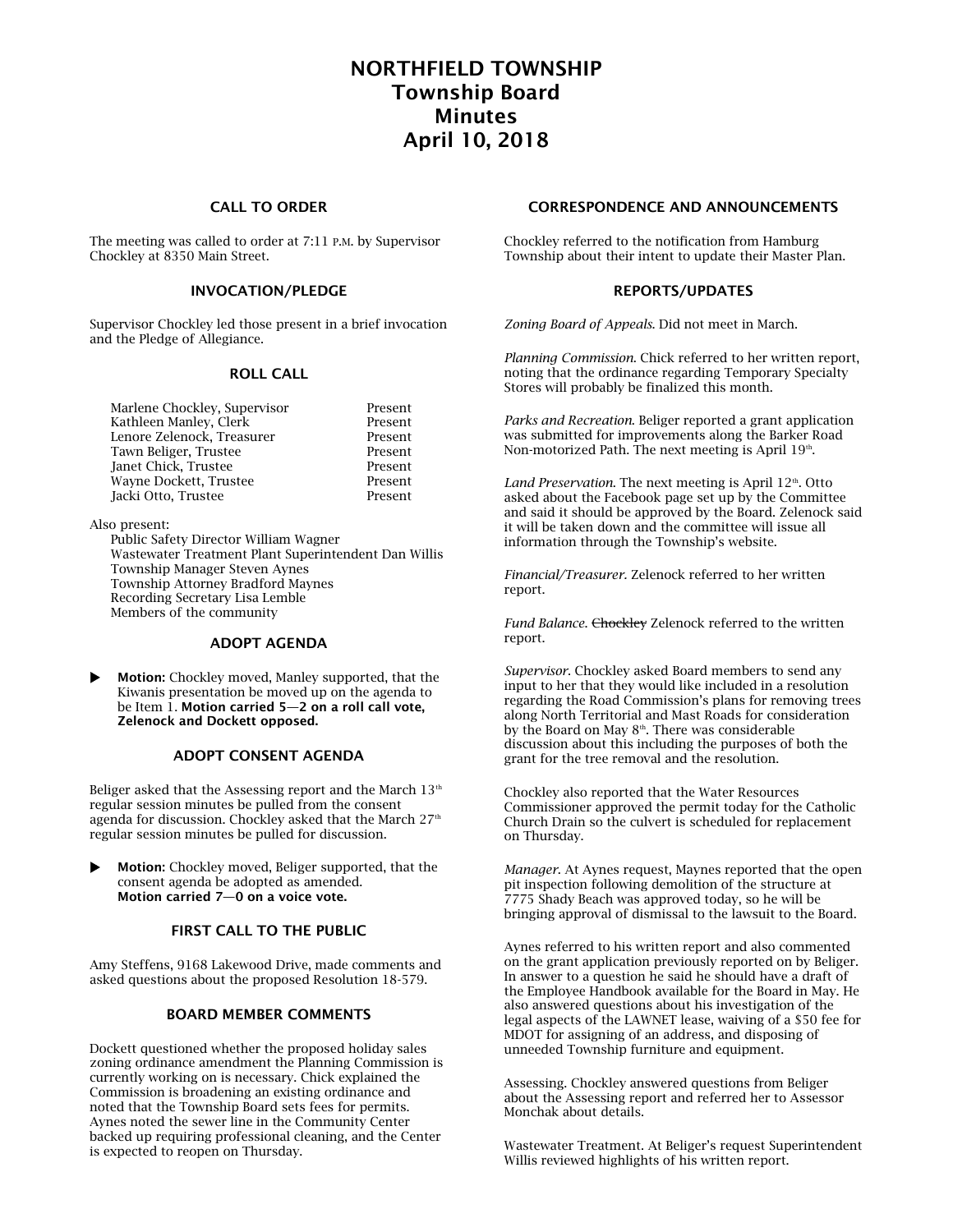# NORTHFIELD TOWNSHIP
# Township Board
# Minutes
# April 10, 2018

## CALL TO ORDER

The meeting was called to order at 7:11 P.M. by Supervisor Chockley at 8350 Main Street.

## INVOCATION/PLEDGE

Supervisor Chockley led those present in a brief invocation and the Pledge of Allegiance.

## ROLL CALL

| | |
|---|---|
| Marlene Chockley, Supervisor | Present |
| Kathleen Manley, Clerk | Present |
| Lenore Zelenock, Treasurer | Present |
| Tawn Beliger, Trustee | Present |
| Janet Chick, Trustee | Present |
| Wayne Dockett, Trustee | Present |
| Jacki Otto, Trustee | Present |

Also present:
Public Safety Director William Wagner
Wastewater Treatment Plant Superintendent Dan Willis
Township Manager Steven Aynes
Township Attorney Bradford Maynes
Recording Secretary Lisa Lemble
Members of the community

## ADOPT AGENDA

- **Motion:** Chockley moved, Manley supported, that the Kiwanis presentation be moved up on the agenda to be Item 1. **Motion carried 5—2 on a roll call vote, Zelenock and Dockett opposed.**

## ADOPT CONSENT AGENDA

Beliger asked that the Assessing report and the March 13th regular session minutes be pulled from the consent agenda for discussion. Chockley asked that the March 27th regular session minutes be pulled for discussion.

- **Motion:** Chockley moved, Beliger supported, that the consent agenda be adopted as amended. **Motion carried 7—0 on a voice vote.**

## FIRST CALL TO THE PUBLIC

Amy Steffens, 9168 Lakewood Drive, made comments and asked questions about the proposed Resolution 18-579.

## BOARD MEMBER COMMENTS

Dockett questioned whether the proposed holiday sales zoning ordinance amendment the Planning Commission is currently working on is necessary. Chick explained the Commission is broadening an existing ordinance and noted that the Township Board sets fees for permits. Aynes noted the sewer line in the Community Center backed up requiring professional cleaning, and the Center is expected to reopen on Thursday.

## CORRESPONDENCE AND ANNOUNCEMENTS

Chockley referred to the notification from Hamburg Township about their intent to update their Master Plan.

## REPORTS/UPDATES

*Zoning Board of Appeals.* Did not meet in March.

*Planning Commission.* Chick referred to her written report, noting that the ordinance regarding Temporary Specialty Stores will probably be finalized this month.

*Parks and Recreation.* Beliger reported a grant application was submitted for improvements along the Barker Road Non-motorized Path. The next meeting is April 19th.

*Land Preservation.* The next meeting is April 12th. Otto asked about the Facebook page set up by the Committee and said it should be approved by the Board. Zelenock said it will be taken down and the committee will issue all information through the Township's website.

*Financial/Treasurer.* Zelenock referred to her written report.

*Fund Balance.* ~~Chockley~~ Zelenock referred to the written report.

*Supervisor.* Chockley asked Board members to send any input to her that they would like included in a resolution regarding the Road Commission's plans for removing trees along North Territorial and Mast Roads for consideration by the Board on May 8th. There was considerable discussion about this including the purposes of both the grant for the tree removal and the resolution.

Chockley also reported that the Water Resources Commissioner approved the permit today for the Catholic Church Drain so the culvert is scheduled for replacement on Thursday.

*Manager.* At Aynes request, Maynes reported that the open pit inspection following demolition of the structure at 7775 Shady Beach was approved today, so he will be bringing approval of dismissal to the lawsuit to the Board.

Aynes referred to his written report and also commented on the grant application previously reported on by Beliger. In answer to a question he said he should have a draft of the Employee Handbook available for the Board in May. He also answered questions about his investigation of the legal aspects of the LAWNET lease, waiving of a $50 fee for MDOT for assigning of an address, and disposing of unneeded Township furniture and equipment.

Assessing. Chockley answered questions from Beliger about the Assessing report and referred her to Assessor Monchak about details.

Wastewater Treatment. At Beliger's request Superintendent Willis reviewed highlights of his written report.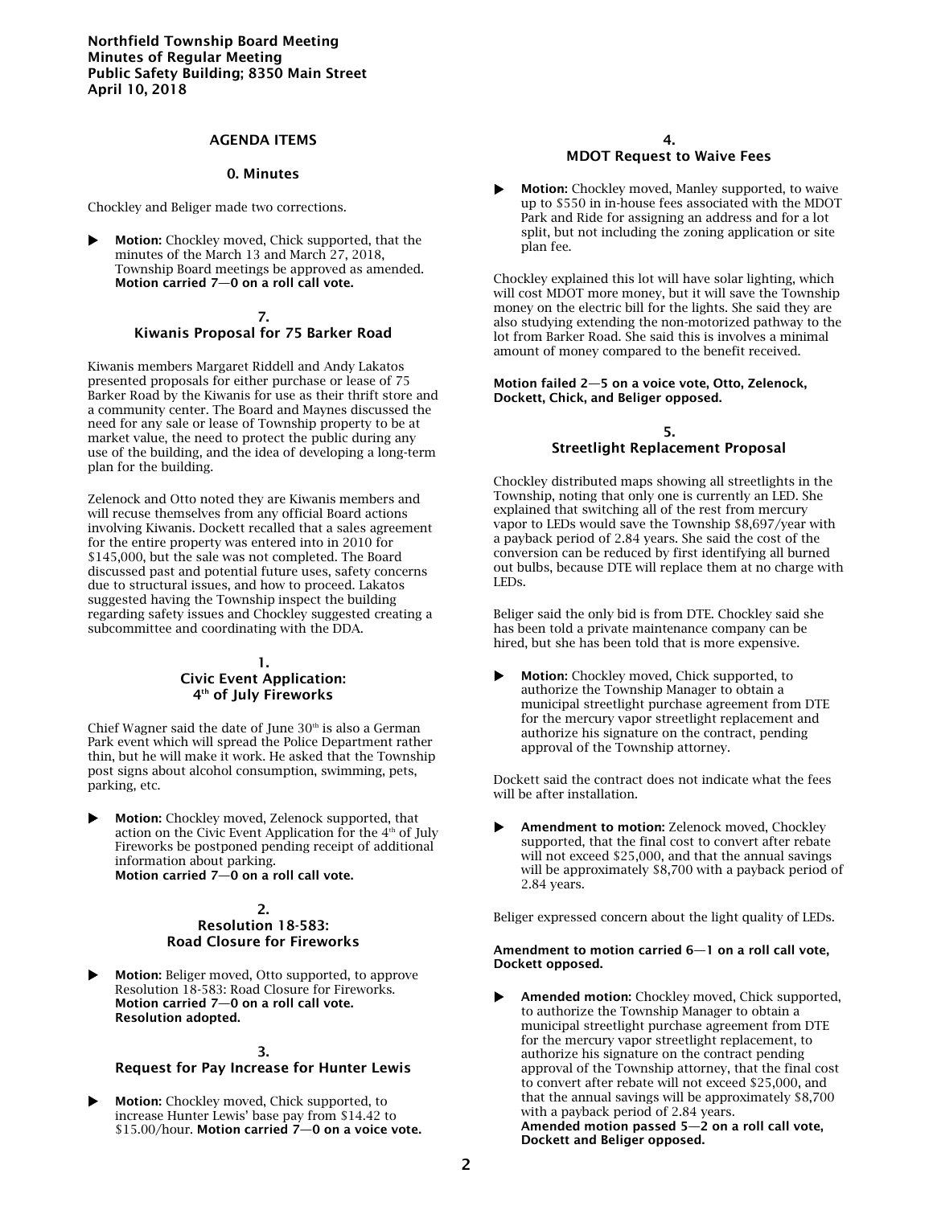**Northfield Township Board Meeting**
**Minutes of Regular Meeting**
**Public Safety Building; 8350 Main Street**
**April 10, 2018**

## AGENDA ITEMS

### 0. Minutes

Chockley and Beliger made two corrections.

▶ **Motion:** Chockley moved, Chick supported, that the minutes of the March 13 and March 27, 2018, Township Board meetings be approved as amended. **Motion carried 7—0 on a roll call vote.**

### 7. Kiwanis Proposal for 75 Barker Road

Kiwanis members Margaret Riddell and Andy Lakatos presented proposals for either purchase or lease of 75 Barker Road by the Kiwanis for use as their thrift store and a community center. The Board and Maynes discussed the need for any sale or lease of Township property to be at market value, the need to protect the public during any use of the building, and the idea of developing a long-term plan for the building.

Zelenock and Otto noted they are Kiwanis members and will recuse themselves from any official Board actions involving Kiwanis. Dockett recalled that a sales agreement for the entire property was entered into in 2010 for $145,000, but the sale was not completed. The Board discussed past and potential future uses, safety concerns due to structural issues, and how to proceed. Lakatos suggested having the Township inspect the building regarding safety issues and Chockley suggested creating a subcommittee and coordinating with the DDA.

### 1. Civic Event Application: 4th of July Fireworks

Chief Wagner said the date of June 30th is also a German Park event which will spread the Police Department rather thin, but he will make it work. He asked that the Township post signs about alcohol consumption, swimming, pets, parking, etc.

▶ **Motion:** Chockley moved, Zelenock supported, that action on the Civic Event Application for the 4th of July Fireworks be postponed pending receipt of additional information about parking.
**Motion carried 7—0 on a roll call vote.**

### 2. Resolution 18-583: Road Closure for Fireworks

▶ **Motion:** Beliger moved, Otto supported, to approve Resolution 18-583: Road Closure for Fireworks.
**Motion carried 7—0 on a roll call vote.**
**Resolution adopted.**

### 3. Request for Pay Increase for Hunter Lewis

▶ **Motion:** Chockley moved, Chick supported, to increase Hunter Lewis' base pay from $14.42 to $15.00/hour. **Motion carried 7—0 on a voice vote.**

### 4. MDOT Request to Waive Fees

▶ **Motion:** Chockley moved, Manley supported, to waive up to $550 in in-house fees associated with the MDOT Park and Ride for assigning an address and for a lot split, but not including the zoning application or site plan fee.

Chockley explained this lot will have solar lighting, which will cost MDOT more money, but it will save the Township money on the electric bill for the lights. She said they are also studying extending the non-motorized pathway to the lot from Barker Road. She said this is involves a minimal amount of money compared to the benefit received.

**Motion failed 2—5 on a voice vote, Otto, Zelenock, Dockett, Chick, and Beliger opposed.**

### 5. Streetlight Replacement Proposal

Chockley distributed maps showing all streetlights in the Township, noting that only one is currently an LED. She explained that switching all of the rest from mercury vapor to LEDs would save the Township $8,697/year with a payback period of 2.84 years. She said the cost of the conversion can be reduced by first identifying all burned out bulbs, because DTE will replace them at no charge with LEDs.

Beliger said the only bid is from DTE. Chockley said she has been told a private maintenance company can be hired, but she has been told that is more expensive.

▶ **Motion:** Chockley moved, Chick supported, to authorize the Township Manager to obtain a municipal streetlight purchase agreement from DTE for the mercury vapor streetlight replacement and authorize his signature on the contract, pending approval of the Township attorney.

Dockett said the contract does not indicate what the fees will be after installation.

▶ **Amendment to motion:** Zelenock moved, Chockley supported, that the final cost to convert after rebate will not exceed $25,000, and that the annual savings will be approximately $8,700 with a payback period of 2.84 years.

Beliger expressed concern about the light quality of LEDs.

**Amendment to motion carried 6—1 on a roll call vote, Dockett opposed.**

▶ **Amended motion:** Chockley moved, Chick supported, to authorize the Township Manager to obtain a municipal streetlight purchase agreement from DTE for the mercury vapor streetlight replacement, to authorize his signature on the contract pending approval of the Township attorney, that the final cost to convert after rebate will not exceed $25,000, and that the annual savings will be approximately $8,700 with a payback period of 2.84 years.
**Amended motion passed 5—2 on a roll call vote, Dockett and Beliger opposed.**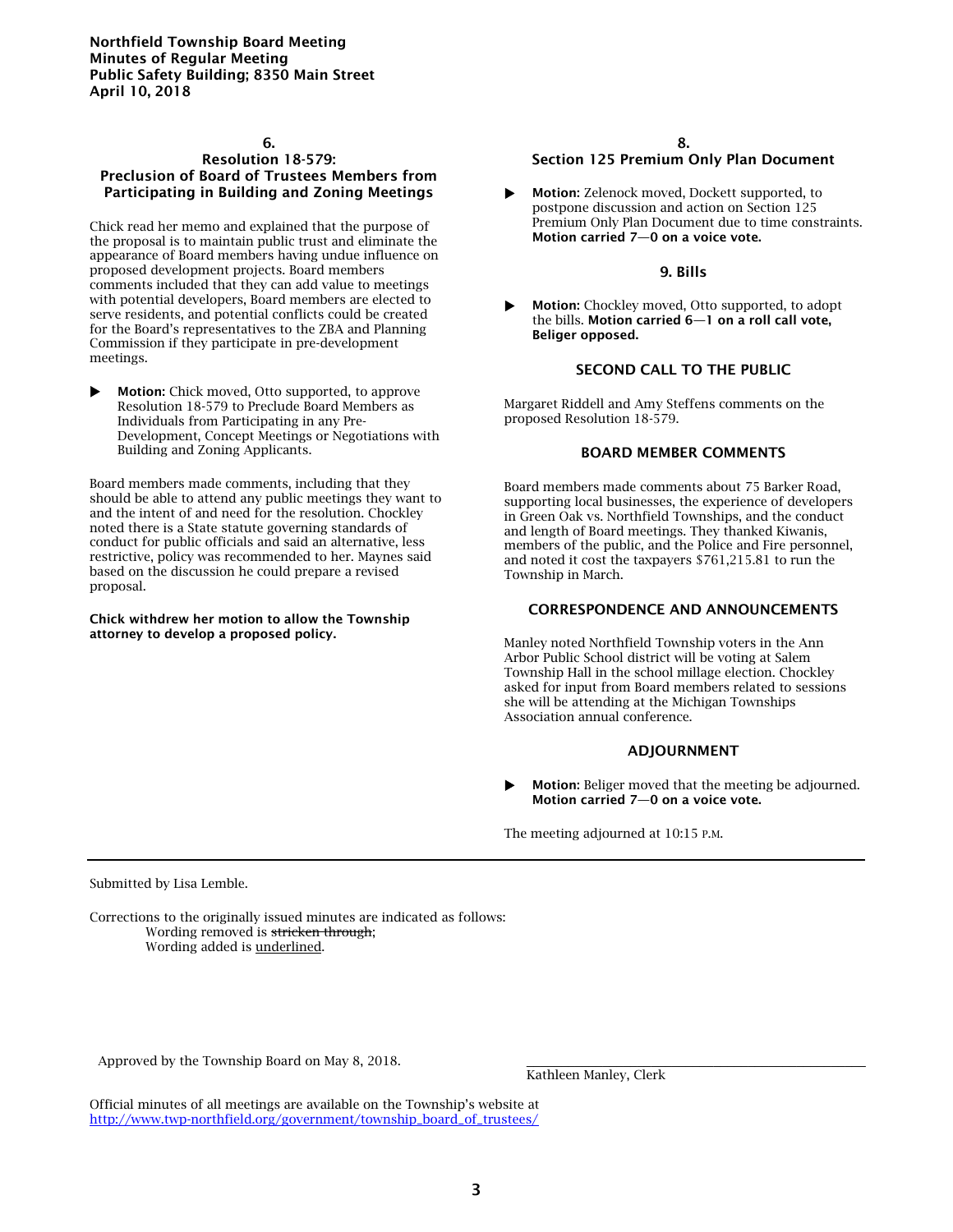Northfield Township Board Meeting
Minutes of Regular Meeting
Public Safety Building; 8350 Main Street
April 10, 2018

## 6. Resolution 18-579: Preclusion of Board of Trustees Members from Participating in Building and Zoning Meetings

Chick read her memo and explained that the purpose of the proposal is to maintain public trust and eliminate the appearance of Board members having undue influence on proposed development projects. Board members comments included that they can add value to meetings with potential developers, Board members are elected to serve residents, and potential conflicts could be created for the Board's representatives to the ZBA and Planning Commission if they participate in pre-development meetings.

- **Motion:** Chick moved, Otto supported, to approve Resolution 18-579 to Preclude Board Members as Individuals from Participating in any Pre-Development, Concept Meetings or Negotiations with Building and Zoning Applicants.

Board members made comments, including that they should be able to attend any public meetings they want to and the intent of and need for the resolution. Chockley noted there is a State statute governing standards of conduct for public officials and said an alternative, less restrictive, policy was recommended to her. Maynes said based on the discussion he could prepare a revised proposal.

**Chick withdrew her motion to allow the Township attorney to develop a proposed policy.**

## 8. Section 125 Premium Only Plan Document

- **Motion:** Zelenock moved, Dockett supported, to postpone discussion and action on Section 125 Premium Only Plan Document due to time constraints. **Motion carried 7—0 on a voice vote.**

## 9. Bills

- **Motion:** Chockley moved, Otto supported, to adopt the bills. **Motion carried 6—1 on a roll call vote, Beliger opposed.**

## SECOND CALL TO THE PUBLIC

Margaret Riddell and Amy Steffens comments on the proposed Resolution 18-579.

## BOARD MEMBER COMMENTS

Board members made comments about 75 Barker Road, supporting local businesses, the experience of developers in Green Oak vs. Northfield Townships, and the conduct and length of Board meetings. They thanked Kiwanis, members of the public, and the Police and Fire personnel, and noted it cost the taxpayers $761,215.81 to run the Township in March.

## CORRESPONDENCE AND ANNOUNCEMENTS

Manley noted Northfield Township voters in the Ann Arbor Public School district will be voting at Salem Township Hall in the school millage election. Chockley asked for input from Board members related to sessions she will be attending at the Michigan Townships Association annual conference.

## ADJOURNMENT

- **Motion:** Beliger moved that the meeting be adjourned. **Motion carried 7—0 on a voice vote.**

The meeting adjourned at 10:15 P.M.

---

Submitted by Lisa Lemble.

Corrections to the originally issued minutes are indicated as follows:
Wording removed is ~~stricken through~~;
Wording added is <u>underlined</u>.

Approved by the Township Board on May 8, 2018.

Kathleen Manley, Clerk

Official minutes of all meetings are available on the Township's website at
http://www.twp-northfield.org/government/township_board_of_trustees/